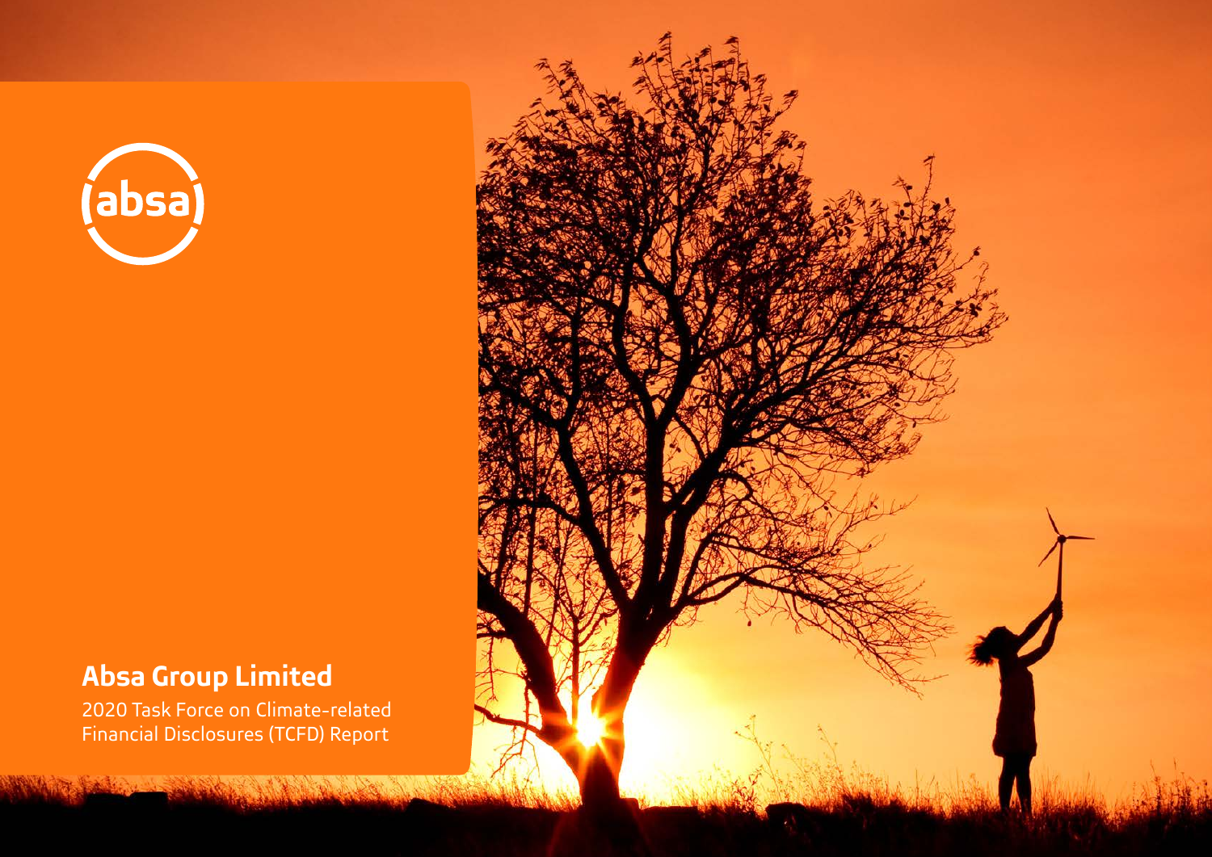absa

# Absa Group Limited

2020 Task Force on Climate-related Financial Disclosures (TCFD) Report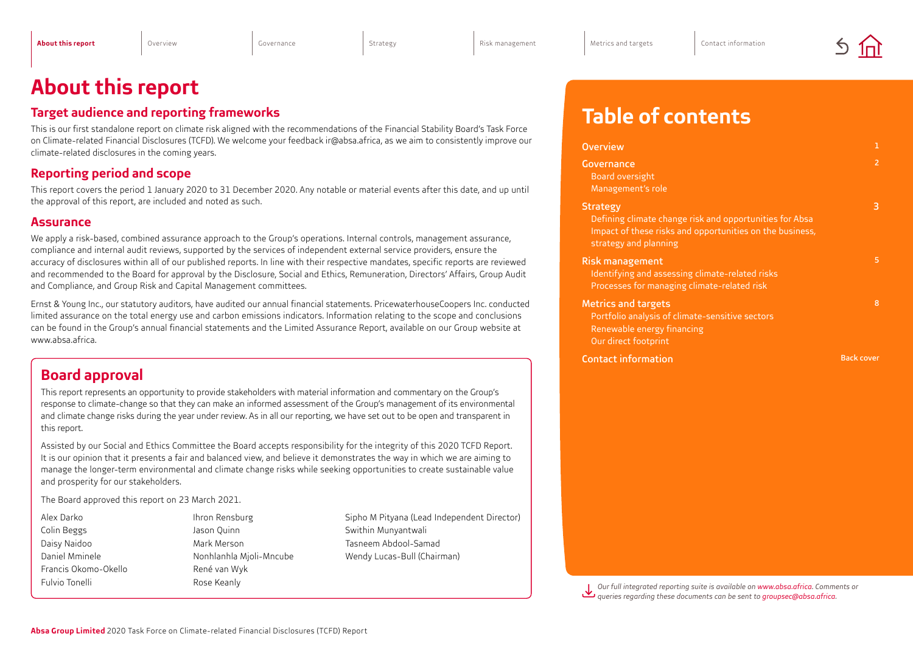# About this report

## Target audience and reporting frameworks

This is our first standalone report on climate risk aligned with the recommendations of the Financial Stability Board's Task Force on Climate-related Financial Disclosures (TCFD). We welcome your feedback ir@absa.africa, as we aim to consistently improve our climate-related disclosures in the coming years.

## Reporting period and scope

This report covers the period 1 January 2020 to 31 December 2020. Any notable or material events after this date, and up until the approval of this report, are included and noted as such.

## Assurance

We apply a risk-based, combined assurance approach to the Group's operations. Internal controls, management assurance, compliance and internal audit reviews, supported by the services of independent external service providers, ensure the accuracy of disclosures within all of our published reports. In line with their respective mandates, specific reports are reviewed and recommended to the Board for approval by the Disclosure, Social and Ethics, Remuneration, Directors' Affairs, Group Audit and Compliance, and Group Risk and Capital Management committees.

Ernst & Young Inc., our statutory auditors, have audited our annual financial statements. PricewaterhouseCoopers Inc. conducted limited assurance on the total energy use and carbon emissions indicators. Information relating to the scope and conclusions can be found in the Group's annual financial statements and the Limited Assurance Report, available on our Group website at www.absa.africa.

## Board approval

This report represents an opportunity to provide stakeholders with material information and commentary on the Group's response to climate-change so that they can make an informed assessment of the Group's management of its environmental and climate change risks during the year under review. As in all our reporting, we have set out to be open and transparent in this report.

Assisted by our Social and Ethics Committee the Board accepts responsibility for the integrity of this 2020 TCFD Report. It is our opinion that it presents a fair and balanced view, and believe it demonstrates the way in which we are aiming to manage the longer-term environmental and climate change risks while seeking opportunities to create sustainable value and prosperity for our stakeholders.

The Board approved this report on 23 March 2021.

Alex Darko
Colin Beggs
Daisy Naidoo
Daniel Mminele
Francis Okomo-Okello
Fulvio Tonelli
Ihron Rensburg
Jason Quinn
Mark Merson
Nonhlanhla Mjoli-Mncube
René van Wyk
Rose Keanly
Sipho M Pityana (Lead Independent Director)
Swithin Munyantwali
Tasneem Abdool-Samad
Wendy Lucas-Bull (Chairman)

# Table of contents

| | |
|---|---|
| **Overview** | 1 |
| **Governance** | 2 |
| Board oversight | |
| Management's role | |
| **Strategy** | 3 |
| Defining climate change risk and opportunities for Absa | |
| Impact of these risks and opportunities on the business, strategy and planning | |
| **Risk management** | 5 |
| Identifying and assessing climate-related risks | |
| Processes for managing climate-related risk | |
| **Metrics and targets** | 8 |
| Portfolio analysis of climate-sensitive sectors | |
| Renewable energy financing | |
| Our direct footprint | |
| **Contact information** | Back cover |

*Our full integrated reporting suite is available on www.absa.africa. Comments or queries regarding these documents can be sent to groupsec@absa.africa.*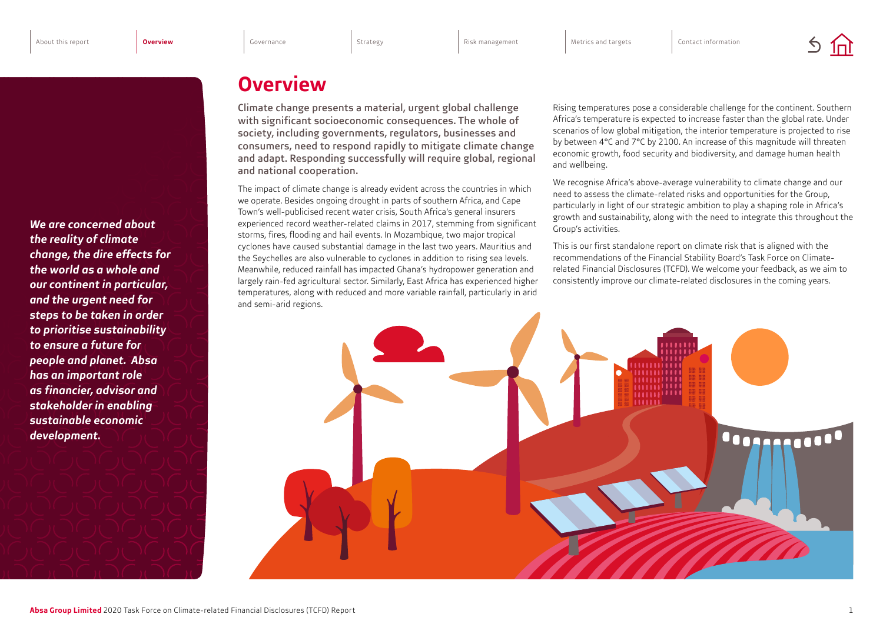# Overview

*We are concerned about the reality of climate change, the dire effects for the world as a whole and our continent in particular, and the urgent need for steps to be taken in order to prioritise sustainability to ensure a future for people and planet. Absa has an important role as financier, advisor and stakeholder in enabling sustainable economic development.*

**Climate change presents a material, urgent global challenge with significant socioeconomic consequences. The whole of society, including governments, regulators, businesses and consumers, need to respond rapidly to mitigate climate change and adapt. Responding successfully will require global, regional and national cooperation.**

The impact of climate change is already evident across the countries in which we operate. Besides ongoing drought in parts of southern Africa, and Cape Town's well-publicised recent water crisis, South Africa's general insurers experienced record weather-related claims in 2017, stemming from significant storms, fires, flooding and hail events. In Mozambique, two major tropical cyclones have caused substantial damage in the last two years. Mauritius and the Seychelles are also vulnerable to cyclones in addition to rising sea levels. Meanwhile, reduced rainfall has impacted Ghana's hydropower generation and largely rain-fed agricultural sector. Similarly, East Africa has experienced higher temperatures, along with reduced and more variable rainfall, particularly in arid and semi-arid regions.

Rising temperatures pose a considerable challenge for the continent. Southern Africa's temperature is expected to increase faster than the global rate. Under scenarios of low global mitigation, the interior temperature is projected to rise by between 4°C and 7°C by 2100. An increase of this magnitude will threaten economic growth, food security and biodiversity, and damage human health and wellbeing.

We recognise Africa's above-average vulnerability to climate change and our need to assess the climate-related risks and opportunities for the Group, particularly in light of our strategic ambition to play a shaping role in Africa's growth and sustainability, along with the need to integrate this throughout the Group's activities.

This is our first standalone report on climate risk that is aligned with the recommendations of the Financial Stability Board's Task Force on Climate-related Financial Disclosures (TCFD). We welcome your feedback, as we aim to consistently improve our climate-related disclosures in the coming years.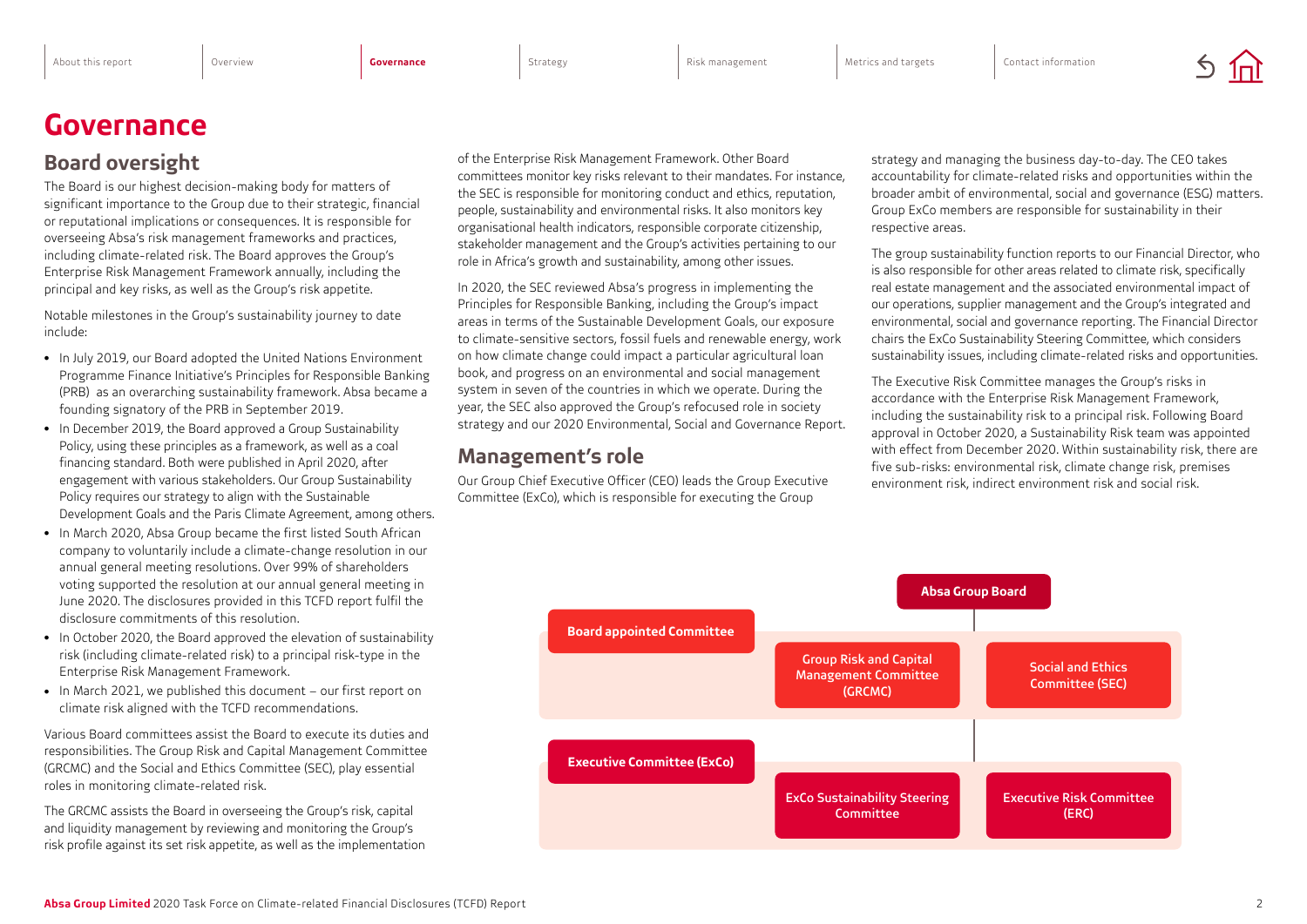# Governance

## Board oversight

The Board is our highest decision-making body for matters of significant importance to the Group due to their strategic, financial or reputational implications or consequences. It is responsible for overseeing Absa's risk management frameworks and practices, including climate-related risk. The Board approves the Group's Enterprise Risk Management Framework annually, including the principal and key risks, as well as the Group's risk appetite.

Notable milestones in the Group's sustainability journey to date include:

- In July 2019, our Board adopted the United Nations Environment Programme Finance Initiative's Principles for Responsible Banking (PRB) as an overarching sustainability framework. Absa became a founding signatory of the PRB in September 2019.
- In December 2019, the Board approved a Group Sustainability Policy, using these principles as a framework, as well as a coal financing standard. Both were published in April 2020, after engagement with various stakeholders. Our Group Sustainability Policy requires our strategy to align with the Sustainable Development Goals and the Paris Climate Agreement, among others.
- In March 2020, Absa Group became the first listed South African company to voluntarily include a climate-change resolution in our annual general meeting resolutions. Over 99% of shareholders voting supported the resolution at our annual general meeting in June 2020. The disclosures provided in this TCFD report fulfil the disclosure commitments of this resolution.
- In October 2020, the Board approved the elevation of sustainability risk (including climate-related risk) to a principal risk-type in the Enterprise Risk Management Framework.
- In March 2021, we published this document – our first report on climate risk aligned with the TCFD recommendations.

Various Board committees assist the Board to execute its duties and responsibilities. The Group Risk and Capital Management Committee (GRCMC) and the Social and Ethics Committee (SEC), play essential roles in monitoring climate-related risk.

The GRCMC assists the Board in overseeing the Group's risk, capital and liquidity management by reviewing and monitoring the Group's risk profile against its set risk appetite, as well as the implementation of the Enterprise Risk Management Framework. Other Board committees monitor key risks relevant to their mandates. For instance, the SEC is responsible for monitoring conduct and ethics, reputation, people, sustainability and environmental risks. It also monitors key organisational health indicators, responsible corporate citizenship, stakeholder management and the Group's activities pertaining to our role in Africa's growth and sustainability, among other issues.

In 2020, the SEC reviewed Absa's progress in implementing the Principles for Responsible Banking, including the Group's impact areas in terms of the Sustainable Development Goals, our exposure to climate-sensitive sectors, fossil fuels and renewable energy, work on how climate change could impact a particular agricultural loan book, and progress on an environmental and social management system in seven of the countries in which we operate. During the year, the SEC also approved the Group's refocused role in society strategy and our 2020 Environmental, Social and Governance Report.

## Management's role

Our Group Chief Executive Officer (CEO) leads the Group Executive Committee (ExCo), which is responsible for executing the Group strategy and managing the business day-to-day. The CEO takes accountability for climate-related risks and opportunities within the broader ambit of environmental, social and governance (ESG) matters. Group ExCo members are responsible for sustainability in their respective areas.

The group sustainability function reports to our Financial Director, who is also responsible for other areas related to climate risk, specifically real estate management and the associated environmental impact of our operations, supplier management and the Group's integrated and environmental, social and governance reporting. The Financial Director chairs the ExCo Sustainability Steering Committee, which considers sustainability issues, including climate-related risks and opportunities.

The Executive Risk Committee manages the Group's risks in accordance with the Enterprise Risk Management Framework, including the sustainability risk to a principal risk. Following Board approval in October 2020, a Sustainability Risk team was appointed with effect from December 2020. Within sustainability risk, there are five sub-risks: environmental risk, climate change risk, premises environment risk, indirect environment risk and social risk.

**Absa Group Board**

- **Board appointed Committee**
  - Group Risk and Capital Management Committee (GRCMC)
  - Social and Ethics Committee (SEC)
- **Executive Committee (ExCo)**
  - ExCo Sustainability Steering Committee
  - Executive Risk Committee (ERC)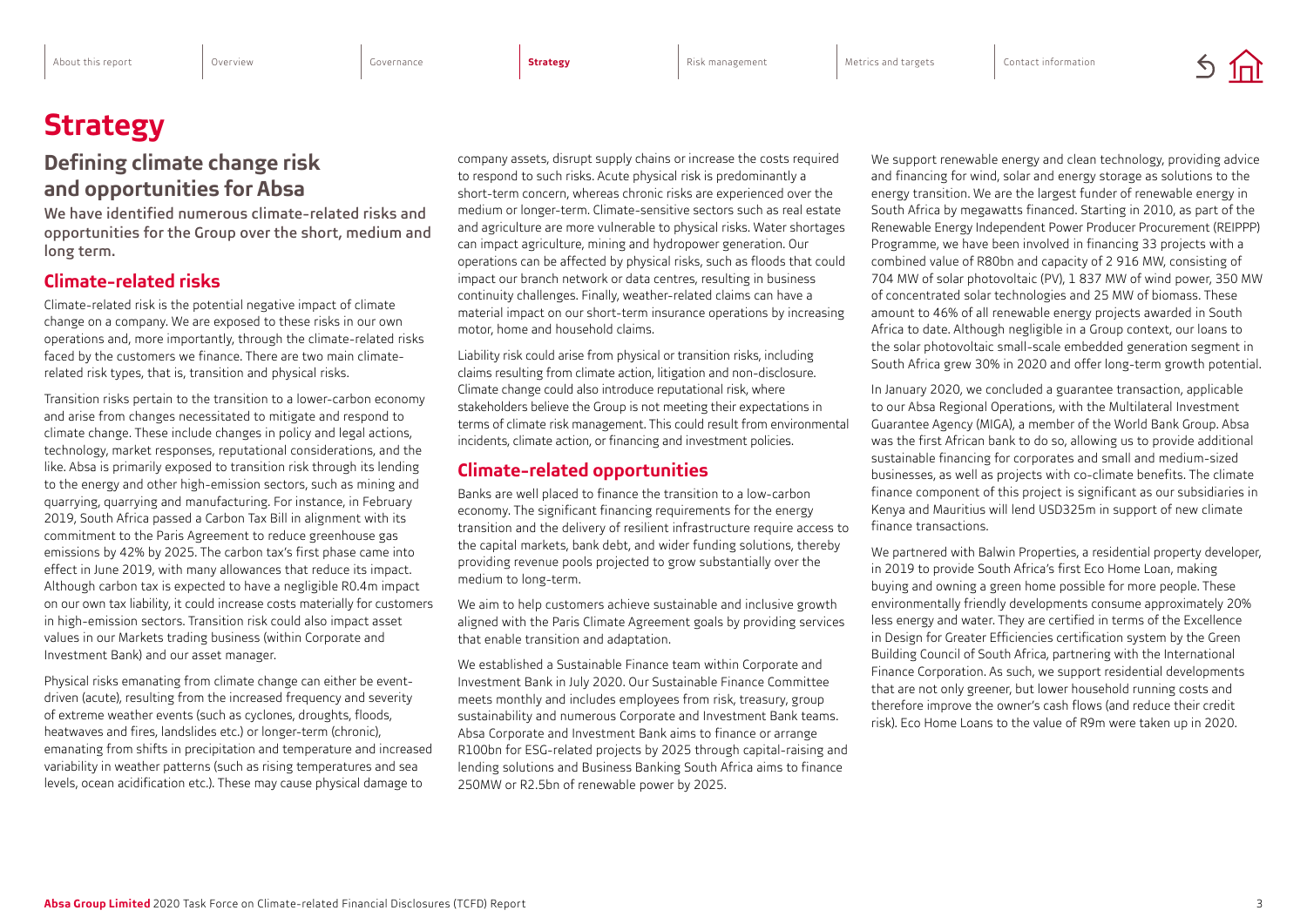# Strategy

## Defining climate change risk and opportunities for Absa

We have identified numerous climate-related risks and opportunities for the Group over the short, medium and long term.

### Climate-related risks

Climate-related risk is the potential negative impact of climate change on a company. We are exposed to these risks in our own operations and, more importantly, through the climate-related risks faced by the customers we finance. There are two main climate-related risk types, that is, transition and physical risks.

Transition risks pertain to the transition to a lower-carbon economy and arise from changes necessitated to mitigate and respond to climate change. These include changes in policy and legal actions, technology, market responses, reputational considerations, and the like. Absa is primarily exposed to transition risk through its lending to the energy and other high-emission sectors, such as mining and quarrying, quarrying and manufacturing. For instance, in February 2019, South Africa passed a Carbon Tax Bill in alignment with its commitment to the Paris Agreement to reduce greenhouse gas emissions by 42% by 2025. The carbon tax's first phase came into effect in June 2019, with many allowances that reduce its impact. Although carbon tax is expected to have a negligible R0.4m impact on our own tax liability, it could increase costs materially for customers in high-emission sectors. Transition risk could also impact asset values in our Markets trading business (within Corporate and Investment Bank) and our asset manager.

Physical risks emanating from climate change can either be event-driven (acute), resulting from the increased frequency and severity of extreme weather events (such as cyclones, droughts, floods, heatwaves and fires, landslides etc.) or longer-term (chronic), emanating from shifts in precipitation and temperature and increased variability in weather patterns (such as rising temperatures and sea levels, ocean acidification etc.). These may cause physical damage to company assets, disrupt supply chains or increase the costs required to respond to such risks. Acute physical risk is predominantly a short-term concern, whereas chronic risks are experienced over the medium or longer-term. Climate-sensitive sectors such as real estate and agriculture are more vulnerable to physical risks. Water shortages can impact agriculture, mining and hydropower generation. Our operations can be affected by physical risks, such as floods that could impact our branch network or data centres, resulting in business continuity challenges. Finally, weather-related claims can have a material impact on our short-term insurance operations by increasing motor, home and household claims.

Liability risk could arise from physical or transition risks, including claims resulting from climate action, litigation and non-disclosure. Climate change could also introduce reputational risk, where stakeholders believe the Group is not meeting their expectations in terms of climate risk management. This could result from environmental incidents, climate action, or financing and investment policies.

### Climate-related opportunities

Banks are well placed to finance the transition to a low-carbon economy. The significant financing requirements for the energy transition and the delivery of resilient infrastructure require access to the capital markets, bank debt, and wider funding solutions, thereby providing revenue pools projected to grow substantially over the medium to long-term.

We aim to help customers achieve sustainable and inclusive growth aligned with the Paris Climate Agreement goals by providing services that enable transition and adaptation.

We established a Sustainable Finance team within Corporate and Investment Bank in July 2020. Our Sustainable Finance Committee meets monthly and includes employees from risk, treasury, group sustainability and numerous Corporate and Investment Bank teams. Absa Corporate and Investment Bank aims to finance or arrange R100bn for ESG-related projects by 2025 through capital-raising and lending solutions and Business Banking South Africa aims to finance 250MW or R2.5bn of renewable power by 2025.

We support renewable energy and clean technology, providing advice and financing for wind, solar and energy storage as solutions to the energy transition. We are the largest funder of renewable energy in South Africa by megawatts financed. Starting in 2010, as part of the Renewable Energy Independent Power Producer Procurement (REIPPP) Programme, we have been involved in financing 33 projects with a combined value of R80bn and capacity of 2 916 MW, consisting of 704 MW of solar photovoltaic (PV), 1 837 MW of wind power, 350 MW of concentrated solar technologies and 25 MW of biomass. These amount to 46% of all renewable energy projects awarded in South Africa to date. Although negligible in a Group context, our loans to the solar photovoltaic small-scale embedded generation segment in South Africa grew 30% in 2020 and offer long-term growth potential.

In January 2020, we concluded a guarantee transaction, applicable to our Absa Regional Operations, with the Multilateral Investment Guarantee Agency (MIGA), a member of the World Bank Group. Absa was the first African bank to do so, allowing us to provide additional sustainable financing for corporates and small and medium-sized businesses, as well as projects with co-climate benefits. The climate finance component of this project is significant as our subsidiaries in Kenya and Mauritius will lend USD325m in support of new climate finance transactions.

We partnered with Balwin Properties, a residential property developer, in 2019 to provide South Africa's first Eco Home Loan, making buying and owning a green home possible for more people. These environmentally friendly developments consume approximately 20% less energy and water. They are certified in terms of the Excellence in Design for Greater Efficiencies certification system by the Green Building Council of South Africa, partnering with the International Finance Corporation. As such, we support residential developments that are not only greener, but lower household running costs and therefore improve the owner's cash flows (and reduce their credit risk). Eco Home Loans to the value of R9m were taken up in 2020.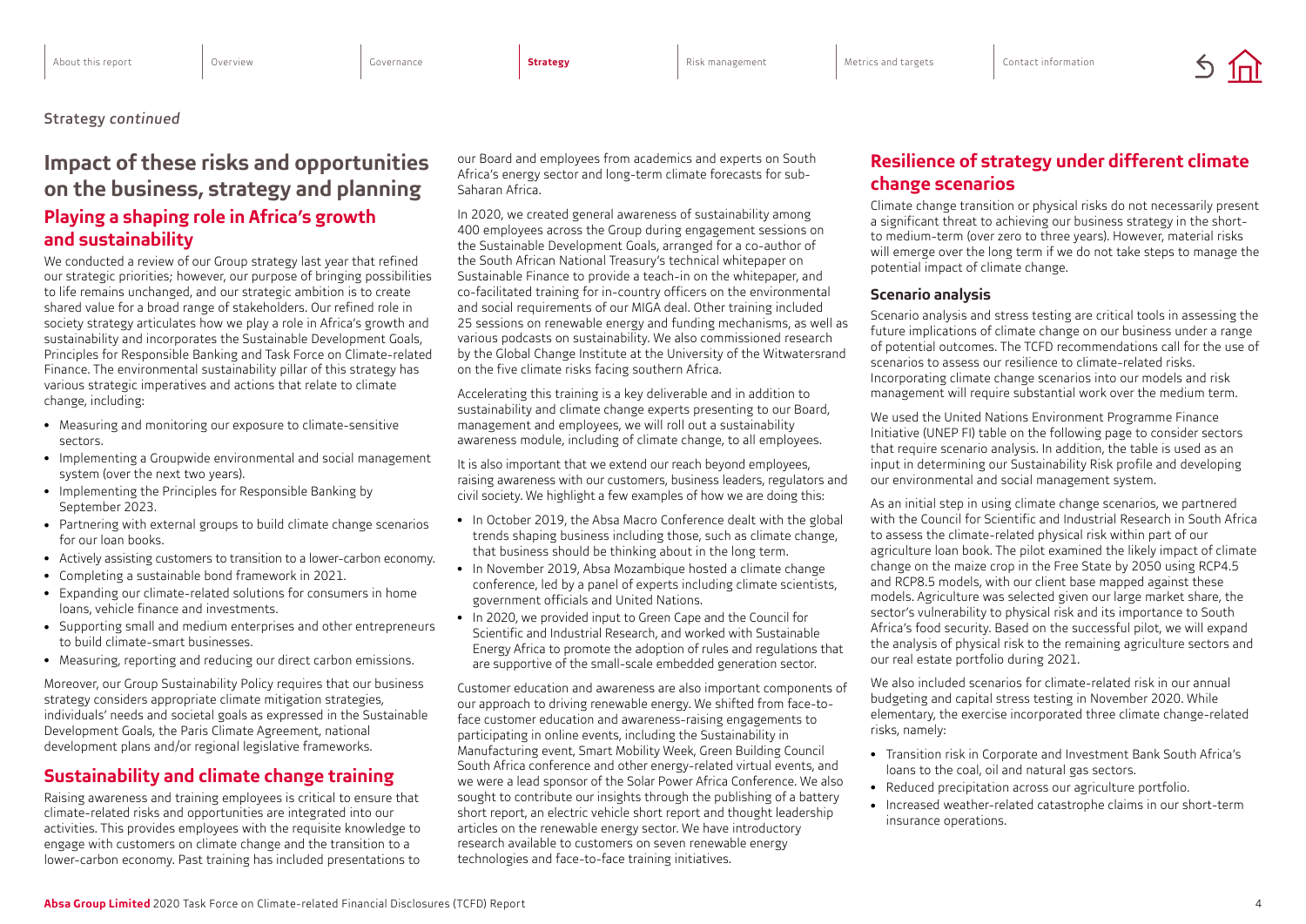Strategy *continued*

# Impact of these risks and opportunities on the business, strategy and planning

## Playing a shaping role in Africa's growth and sustainability

We conducted a review of our Group strategy last year that refined our strategic priorities; however, our purpose of bringing possibilities to life remains unchanged, and our strategic ambition is to create shared value for a broad range of stakeholders. Our refined role in society strategy articulates how we play a role in Africa's growth and sustainability and incorporates the Sustainable Development Goals, Principles for Responsible Banking and Task Force on Climate-related Finance. The environmental sustainability pillar of this strategy has various strategic imperatives and actions that relate to climate change, including:

- Measuring and monitoring our exposure to climate-sensitive sectors.
- Implementing a Groupwide environmental and social management system (over the next two years).
- Implementing the Principles for Responsible Banking by September 2023.
- Partnering with external groups to build climate change scenarios for our loan books.
- Actively assisting customers to transition to a lower-carbon economy.
- Completing a sustainable bond framework in 2021.
- Expanding our climate-related solutions for consumers in home loans, vehicle finance and investments.
- Supporting small and medium enterprises and other entrepreneurs to build climate-smart businesses.
- Measuring, reporting and reducing our direct carbon emissions.

Moreover, our Group Sustainability Policy requires that our business strategy considers appropriate climate mitigation strategies, individuals' needs and societal goals as expressed in the Sustainable Development Goals, the Paris Climate Agreement, national development plans and/or regional legislative frameworks.

## Sustainability and climate change training

Raising awareness and training employees is critical to ensure that climate-related risks and opportunities are integrated into our activities. This provides employees with the requisite knowledge to engage with customers on climate change and the transition to a lower-carbon economy. Past training has included presentations to our Board and employees from academics and experts on South Africa's energy sector and long-term climate forecasts for sub-Saharan Africa.

In 2020, we created general awareness of sustainability among 400 employees across the Group during engagement sessions on the Sustainable Development Goals, arranged for a co-author of the South African National Treasury's technical whitepaper on Sustainable Finance to provide a teach-in on the whitepaper, and co-facilitated training for in-country officers on the environmental and social requirements of our MIGA deal. Other training included 25 sessions on renewable energy and funding mechanisms, as well as various podcasts on sustainability. We also commissioned research by the Global Change Institute at the University of the Witwatersrand on the five climate risks facing southern Africa.

Accelerating this training is a key deliverable and in addition to sustainability and climate change experts presenting to our Board, management and employees, we will roll out a sustainability awareness module, including of climate change, to all employees.

It is also important that we extend our reach beyond employees, raising awareness with our customers, business leaders, regulators and civil society. We highlight a few examples of how we are doing this:

- In October 2019, the Absa Macro Conference dealt with the global trends shaping business including those, such as climate change, that business should be thinking about in the long term.
- In November 2019, Absa Mozambique hosted a climate change conference, led by a panel of experts including climate scientists, government officials and United Nations.
- In 2020, we provided input to Green Cape and the Council for Scientific and Industrial Research, and worked with Sustainable Energy Africa to promote the adoption of rules and regulations that are supportive of the small-scale embedded generation sector.

Customer education and awareness are also important components of our approach to driving renewable energy. We shifted from face-to-face customer education and awareness-raising engagements to participating in online events, including the Sustainability in Manufacturing event, Smart Mobility Week, Green Building Council South Africa conference and other energy-related virtual events, and we were a lead sponsor of the Solar Power Africa Conference. We also sought to contribute our insights through the publishing of a battery short report, an electric vehicle short report and thought leadership articles on the renewable energy sector. We have introductory research available to customers on seven renewable energy technologies and face-to-face training initiatives.

## Resilience of strategy under different climate change scenarios

Climate change transition or physical risks do not necessarily present a significant threat to achieving our business strategy in the short- to medium-term (over zero to three years). However, material risks will emerge over the long term if we do not take steps to manage the potential impact of climate change.

### Scenario analysis

Scenario analysis and stress testing are critical tools in assessing the future implications of climate change on our business under a range of potential outcomes. The TCFD recommendations call for the use of scenarios to assess our resilience to climate-related risks. Incorporating climate change scenarios into our models and risk management will require substantial work over the medium term.

We used the United Nations Environment Programme Finance Initiative (UNEP FI) table on the following page to consider sectors that require scenario analysis. In addition, the table is used as an input in determining our Sustainability Risk profile and developing our environmental and social management system.

As an initial step in using climate change scenarios, we partnered with the Council for Scientific and Industrial Research in South Africa to assess the climate-related physical risk within part of our agriculture loan book. The pilot examined the likely impact of climate change on the maize crop in the Free State by 2050 using RCP4.5 and RCP8.5 models, with our client base mapped against these models. Agriculture was selected given our large market share, the sector's vulnerability to physical risk and its importance to South Africa's food security. Based on the successful pilot, we will expand the analysis of physical risk to the remaining agriculture sectors and our real estate portfolio during 2021.

We also included scenarios for climate-related risk in our annual budgeting and capital stress testing in November 2020. While elementary, the exercise incorporated three climate change-related risks, namely:

- Transition risk in Corporate and Investment Bank South Africa's loans to the coal, oil and natural gas sectors.
- Reduced precipitation across our agriculture portfolio.
- Increased weather-related catastrophe claims in our short-term insurance operations.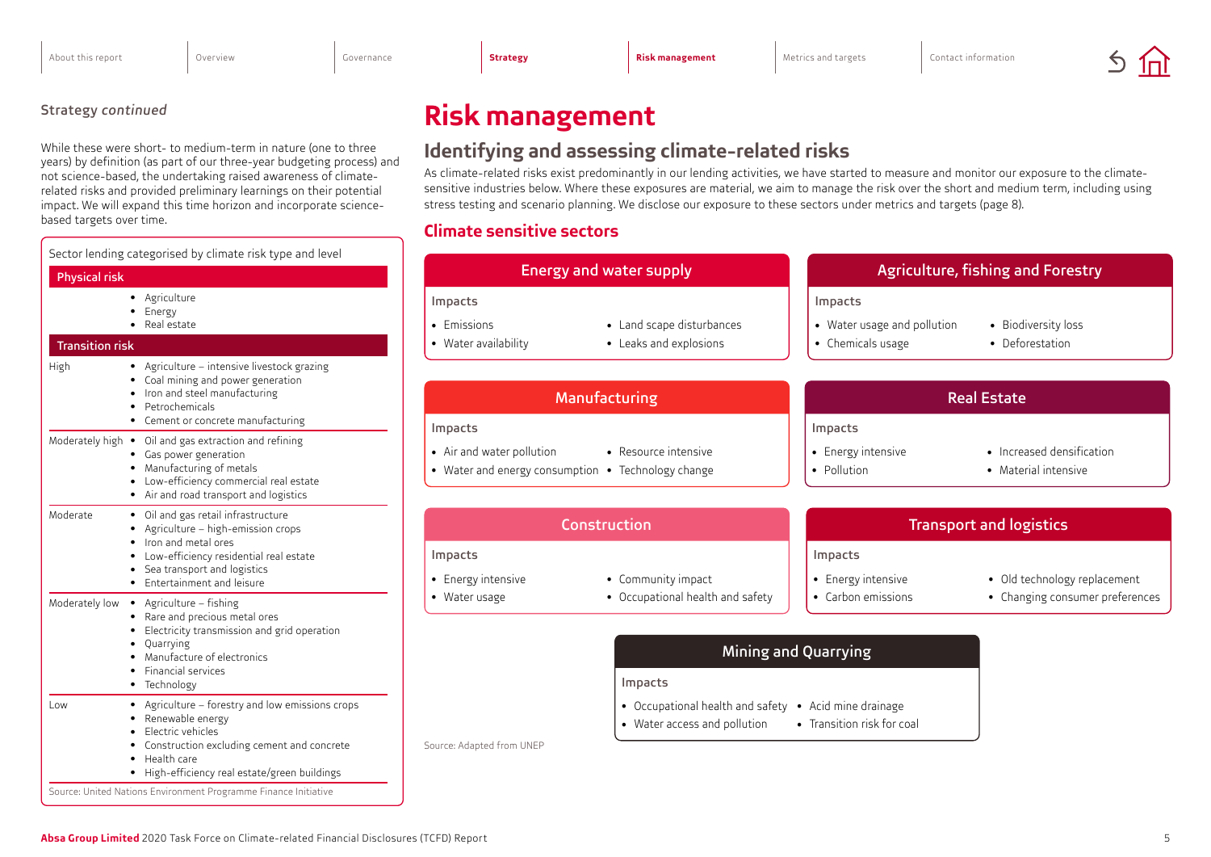Strategy *continued*

While these were short- to medium-term in nature (one to three years) by definition (as part of our three-year budgeting process) and not science-based, the undertaking raised awareness of climate-related risks and provided preliminary learnings on their potential impact. We will expand this time horizon and incorporate science-based targets over time.

Sector lending categorised by climate risk type and level

| Physical risk | |
|---|---|
| | • Agriculture<br>• Energy<br>• Real estate |
| **Transition risk** | |
| High | • Agriculture – intensive livestock grazing<br>• Coal mining and power generation<br>• Iron and steel manufacturing<br>• Petrochemicals<br>• Cement or concrete manufacturing |
| Moderately high | • Oil and gas extraction and refining<br>• Gas power generation<br>• Manufacturing of metals<br>• Low-efficiency commercial real estate<br>• Air and road transport and logistics |
| Moderate | • Oil and gas retail infrastructure<br>• Agriculture – high-emission crops<br>• Iron and metal ores<br>• Low-efficiency residential real estate<br>• Sea transport and logistics<br>• Entertainment and leisure |
| Moderately low | • Agriculture – fishing<br>• Rare and precious metal ores<br>• Electricity transmission and grid operation<br>• Quarrying<br>• Manufacture of electronics<br>• Financial services<br>• Technology |
| Low | • Agriculture – forestry and low emissions crops<br>• Renewable energy<br>• Electric vehicles<br>• Construction excluding cement and concrete<br>• Health care<br>• High-efficiency real estate/green buildings |

Source: United Nations Environment Programme Finance Initiative

# Risk management

## Identifying and assessing climate-related risks

As climate-related risks exist predominantly in our lending activities, we have started to measure and monitor our exposure to the climate-sensitive industries below. Where these exposures are material, we aim to manage the risk over the short and medium term, including using stress testing and scenario planning. We disclose our exposure to these sectors under metrics and targets (page 8).

### Climate sensitive sectors

**Energy and water supply**

Impacts
- Emissions
- Water availability
- Land scape disturbances
- Leaks and explosions

**Agriculture, fishing and Forestry**

Impacts
- Water usage and pollution
- Chemicals usage
- Biodiversity loss
- Deforestation

**Manufacturing**

Impacts
- Air and water pollution
- Water and energy consumption
- Resource intensive
- Technology change

**Real Estate**

Impacts
- Energy intensive
- Pollution
- Increased densification
- Material intensive

**Construction**

Impacts
- Energy intensive
- Water usage
- Community impact
- Occupational health and safety

**Transport and logistics**

Impacts
- Energy intensive
- Carbon emissions
- Old technology replacement
- Changing consumer preferences

**Mining and Quarrying**

Impacts
- Occupational health and safety
- Water access and pollution
- Acid mine drainage
- Transition risk for coal

Source: Adapted from UNEP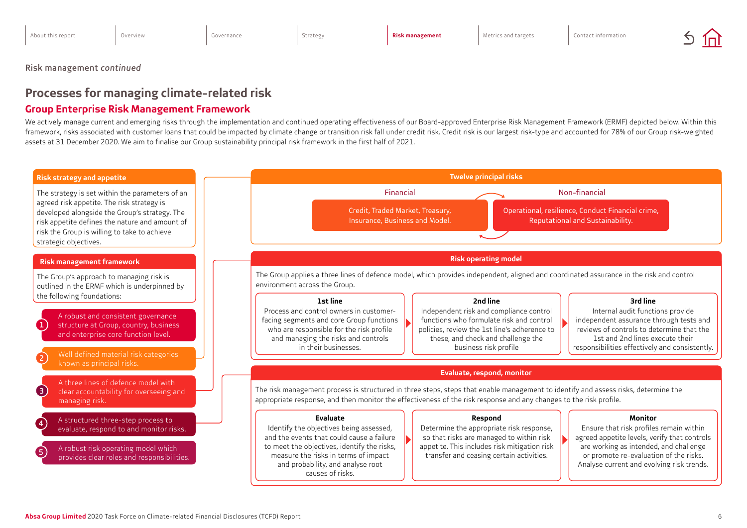Risk management *continued*

# Processes for managing climate-related risk

## Group Enterprise Risk Management Framework

We actively manage current and emerging risks through the implementation and continued operating effectiveness of our Board-approved Enterprise Risk Management Framework (ERMF) depicted below. Within this framework, risks associated with customer loans that could be impacted by climate change or transition risk fall under credit risk. Credit risk is our largest risk-type and accounted for 78% of our Group risk-weighted assets at 31 December 2020. We aim to finalise our Group sustainability principal risk framework in the first half of 2021.

### Risk strategy and appetite

The strategy is set within the parameters of an agreed risk appetite. The risk strategy is developed alongside the Group's strategy. The risk appetite defines the nature and amount of risk the Group is willing to take to achieve strategic objectives.

### Risk management framework

The Group's approach to managing risk is outlined in the ERMF which is underpinned by the following foundations:

1. A robust and consistent governance structure at Group, country, business and enterprise core function level.
2. Well defined material risk categories known as principal risks.
3. A three lines of defence model with clear accountability for overseeing and managing risk.
4. A structured three-step process to evaluate, respond to and monitor risks.
5. A robust risk operating model which provides clear roles and responsibilities.

### Twelve principal risks

**Financial**

Credit, Traded Market, Treasury, Insurance, Business and Model.

**Non-financial**

Operational, resilience, Conduct Financial crime, Reputational and Sustainability.

### Risk operating model

The Group applies a three lines of defence model, which provides independent, aligned and coordinated assurance in the risk and control environment across the Group.

**1st line**

Process and control owners in customer-facing segments and core Group functions who are responsible for the risk profile and managing the risks and controls in their businesses.

**2nd line**

Independent risk and compliance control functions who formulate risk and control policies, review the 1st line's adherence to these, and check and challenge the business risk profile

**3rd line**

Internal audit functions provide independent assurance through tests and reviews of controls to determine that the 1st and 2nd lines execute their responsibilities effectively and consistently.

### Evaluate, respond, monitor

The risk management process is structured in three steps, steps that enable management to identify and assess risks, determine the appropriate response, and then monitor the effectiveness of the risk response and any changes to the risk profile.

**Evaluate**

Identify the objectives being assessed, and the events that could cause a failure to meet the objectives, identify the risks, measure the risks in terms of impact and probability, and analyse root causes of risks.

**Respond**

Determine the appropriate risk response, so that risks are managed to within risk appetite. This includes risk mitigation risk transfer and ceasing certain activities.

**Monitor**

Ensure that risk profiles remain within agreed appetite levels, verify that controls are working as intended, and challenge or promote re-evaluation of the risks. Analyse current and evolving risk trends.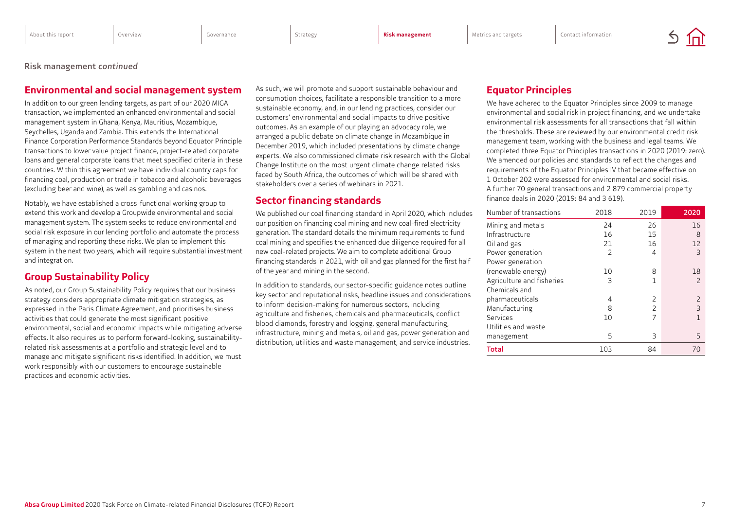Risk management *continued*

## Environmental and social management system

In addition to our green lending targets, as part of our 2020 MIGA transaction, we implemented an enhanced environmental and social management system in Ghana, Kenya, Mauritius, Mozambique, Seychelles, Uganda and Zambia. This extends the International Finance Corporation Performance Standards beyond Equator Principle transactions to lower value project finance, project-related corporate loans and general corporate loans that meet specified criteria in these countries. Within this agreement we have individual country caps for financing coal, production or trade in tobacco and alcoholic beverages (excluding beer and wine), as well as gambling and casinos.

Notably, we have established a cross-functional working group to extend this work and develop a Groupwide environmental and social management system. The system seeks to reduce environmental and social risk exposure in our lending portfolio and automate the process of managing and reporting these risks. We plan to implement this system in the next two years, which will require substantial investment and integration.

## Group Sustainability Policy

As noted, our Group Sustainability Policy requires that our business strategy considers appropriate climate mitigation strategies, as expressed in the Paris Climate Agreement, and prioritises business activities that could generate the most significant positive environmental, social and economic impacts while mitigating adverse effects. It also requires us to perform forward-looking, sustainability-related risk assessments at a portfolio and strategic level and to manage and mitigate significant risks identified. In addition, we must work responsibly with our customers to encourage sustainable practices and economic activities.

As such, we will promote and support sustainable behaviour and consumption choices, facilitate a responsible transition to a more sustainable economy, and, in our lending practices, consider our customers' environmental and social impacts to drive positive outcomes. As an example of our playing an advocacy role, we arranged a public debate on climate change in Mozambique in December 2019, which included presentations by climate change experts. We also commissioned climate risk research with the Global Change Institute on the most urgent climate change related risks faced by South Africa, the outcomes of which will be shared with stakeholders over a series of webinars in 2021.

## Sector financing standards

We published our coal financing standard in April 2020, which includes our position on financing coal mining and new coal-fired electricity generation. The standard details the minimum requirements to fund coal mining and specifies the enhanced due diligence required for all new coal-related projects. We aim to complete additional Group financing standards in 2021, with oil and gas planned for the first half of the year and mining in the second.

In addition to standards, our sector-specific guidance notes outline key sector and reputational risks, headline issues and considerations to inform decision-making for numerous sectors, including agriculture and fisheries, chemicals and pharmaceuticals, conflict blood diamonds, forestry and logging, general manufacturing, infrastructure, mining and metals, oil and gas, power generation and distribution, utilities and waste management, and service industries.

## Equator Principles

We have adhered to the Equator Principles since 2009 to manage environmental and social risk in project financing, and we undertake environmental risk assessments for all transactions that fall within the thresholds. These are reviewed by our environmental credit risk management team, working with the business and legal teams. We completed three Equator Principles transactions in 2020 (2019: zero). We amended our policies and standards to reflect the changes and requirements of the Equator Principles IV that became effective on 1 October 202 were assessed for environmental and social risks. A further 70 general transactions and 2 879 commercial property finance deals in 2020 (2019: 84 and 3 619).

| Number of transactions | 2018 | 2019 | 2020 |
|---|---|---|---|
| Mining and metals | 24 | 26 | 16 |
| Infrastructure | 16 | 15 | 8 |
| Oil and gas | 21 | 16 | 12 |
| Power generation | 2 | 4 | 3 |
| Power generation (renewable energy) | 10 | 8 | 18 |
| Agriculture and fisheries | 3 | 1 | 2 |
| Chemicals and pharmaceuticals | 4 | 2 | 2 |
| Manufacturing | 8 | 2 | 3 |
| Services | 10 | 7 | 1 |
| Utilities and waste management | 5 | 3 | 5 |
| **Total** | 103 | 84 | 70 |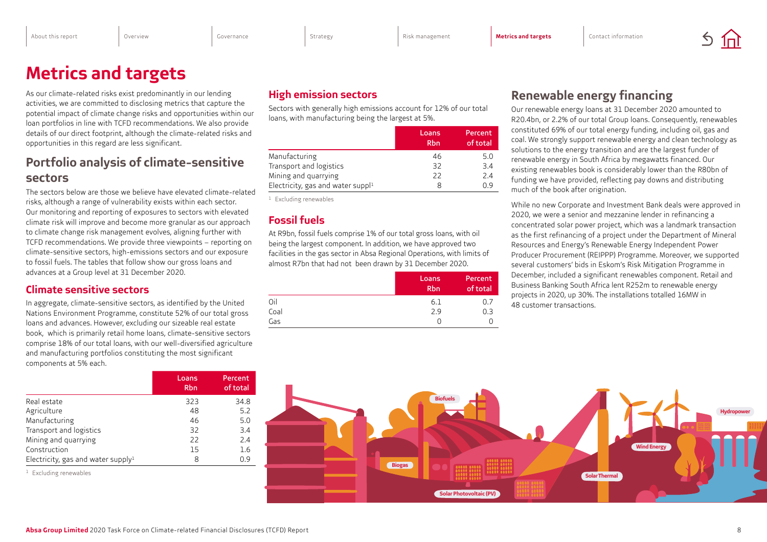# Metrics and targets

As our climate-related risks exist predominantly in our lending activities, we are committed to disclosing metrics that capture the potential impact of climate change risks and opportunities within our loan portfolios in line with TCFD recommendations. We also provide details of our direct footprint, although the climate-related risks and opportunities in this regard are less significant.

## Portfolio analysis of climate-sensitive sectors

The sectors below are those we believe have elevated climate-related risks, although a range of vulnerability exists within each sector. Our monitoring and reporting of exposures to sectors with elevated climate risk will improve and become more granular as our approach to climate change risk management evolves, aligning further with TCFD recommendations. We provide three viewpoints – reporting on climate-sensitive sectors, high-emissions sectors and our exposure to fossil fuels. The tables that follow show our gross loans and advances at a Group level at 31 December 2020.

### Climate sensitive sectors

In aggregate, climate-sensitive sectors, as identified by the United Nations Environment Programme, constitute 52% of our total gross loans and advances. However, excluding our sizeable real estate book, which is primarily retail home loans, climate-sensitive sectors comprise 18% of our total loans, with our well-diversified agriculture and manufacturing portfolios constituting the most significant components at 5% each.

| | Loans Rbn | Percent of total |
|---|---|---|
| Real estate | 323 | 34.8 |
| Agriculture | 48 | 5.2 |
| Manufacturing | 46 | 5.0 |
| Transport and logistics | 32 | 3.4 |
| Mining and quarrying | 22 | 2.4 |
| Construction | 15 | 1.6 |
| Electricity, gas and water supply[1] | 8 | 0.9 |

[1] Excluding renewables

### High emission sectors

Sectors with generally high emissions account for 12% of our total loans, with manufacturing being the largest at 5%.

| | Loans Rbn | Percent of total |
|---|---|---|
| Manufacturing | 46 | 5.0 |
| Transport and logistics | 32 | 3.4 |
| Mining and quarrying | 22 | 2.4 |
| Electricity, gas and water suppl[1] | 8 | 0.9 |

[1] Excluding renewables

### Fossil fuels

At R9bn, fossil fuels comprise 1% of our total gross loans, with oil being the largest component. In addition, we have approved two facilities in the gas sector in Absa Regional Operations, with limits of almost R7bn that had not been drawn by 31 December 2020.

| | Loans Rbn | Percent of total |
|---|---|---|
| Oil | 6.1 | 0.7 |
| Coal | 2.9 | 0.3 |
| Gas | 0 | 0 |

## Renewable energy financing

Our renewable energy loans at 31 December 2020 amounted to R20.4bn, or 2.2% of our total Group loans. Consequently, renewables constituted 69% of our total energy funding, including oil, gas and coal. We strongly support renewable energy and clean technology as solutions to the energy transition and are the largest funder of renewable energy in South Africa by megawatts financed. Our existing renewables book is considerably lower than the R80bn of funding we have provided, reflecting pay downs and distributing much of the book after origination.

While no new Corporate and Investment Bank deals were approved in 2020, we were a senior and mezzanine lender in refinancing a concentrated solar power project, which was a landmark transaction as the first refinancing of a project under the Department of Mineral Resources and Energy's Renewable Energy Independent Power Producer Procurement (REIPPP) Programme. Moreover, we supported several customers' bids in Eskom's Risk Mitigation Programme in December, included a significant renewables component. Retail and Business Banking South Africa lent R252m to renewable energy projects in 2020, up 30%. The installations totalled 16MW in 48 customer transactions.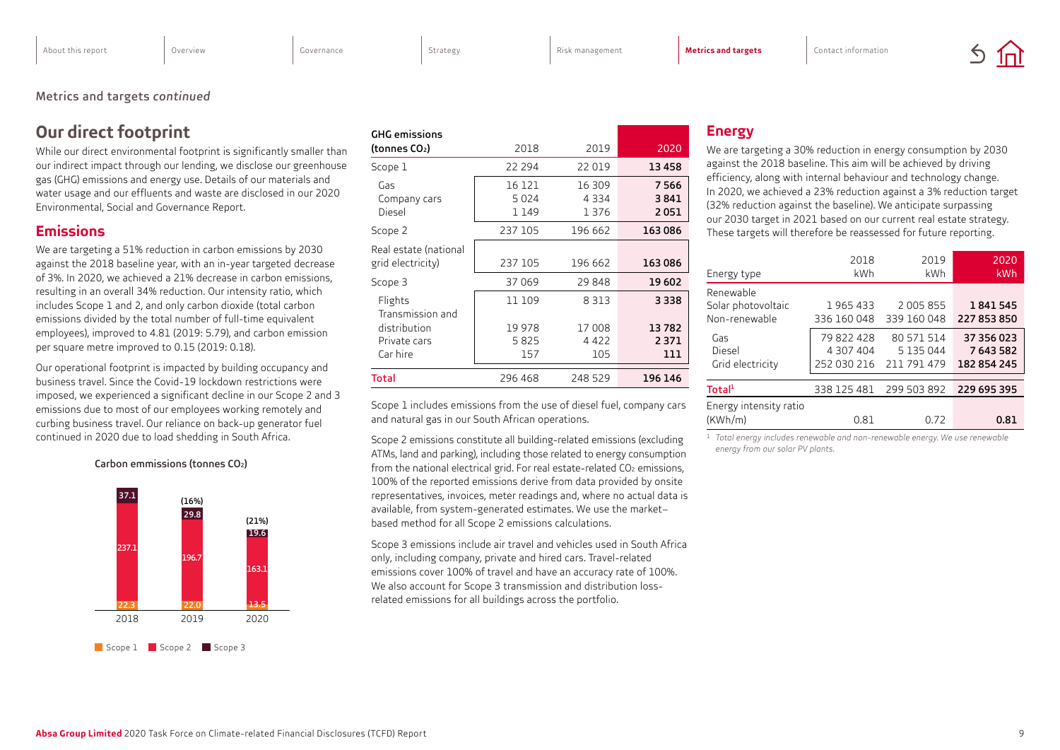Metrics and targets *continued*

## Our direct footprint

While our direct environmental footprint is significantly smaller than our indirect impact through our lending, we disclose our greenhouse gas (GHG) emissions and energy use. Details of our materials and water usage and our effluents and waste are disclosed in our 2020 Environmental, Social and Governance Report.

### Emissions

We are targeting a 51% reduction in carbon emissions by 2030 against the 2018 baseline year, with an in-year targeted decrease of 3%. In 2020, we achieved a 21% decrease in carbon emissions, resulting in an overall 34% reduction. Our intensity ratio, which includes Scope 1 and 2, and only carbon dioxide (total carbon emissions divided by the total number of full-time equivalent employees), improved to 4.81 (2019: 5.79), and carbon emission per square metre improved to 0.15 (2019: 0.18).

Our operational footprint is impacted by building occupancy and business travel. Since the Covid-19 lockdown restrictions were imposed, we experienced a significant decline in our Scope 2 and 3 emissions due to most of our employees working remotely and curbing business travel. Our reliance on back-up generator fuel continued in 2020 due to load shedding in South Africa.

**Carbon emmissions (tonnes $CO_2$)**

| | 2018 | 2019 | 2020 |
|---|---|---|---|
| Scope 1 | 22.3 | 22.0 | 13.5 |
| Scope 2 | 237.1 | 196.7 | 163.1 |
| Scope 3 | 37.1 | 29.8 | 19.6 |
| Change | | (16%) | (21%) |

| GHG emissions (tonnes $CO_2$) | 2018 | 2019 | 2020 |
|---|---|---|---|
| **Scope 1** | 22 294 | 22 019 | **13 458** |
| Gas | 16 121 | 16 309 | **7 566** |
| Company cars | 5 024 | 4 334 | **3 841** |
| Diesel | 1 149 | 1 376 | **2 051** |
| **Scope 2** | 237 105 | 196 662 | **163 086** |
| Real estate (national grid electricity) | 237 105 | 196 662 | **163 086** |
| **Scope 3** | 37 069 | 29 848 | **19 602** |
| Flights | 11 109 | 8 313 | **3 338** |
| Transmission and distribution | 19 978 | 17 008 | **13 782** |
| Private cars | 5 825 | 4 422 | **2 371** |
| Car hire | 157 | 105 | **111** |
| **Total** | 296 468 | 248 529 | **196 146** |

Scope 1 includes emissions from the use of diesel fuel, company cars and natural gas in our South African operations.

Scope 2 emissions constitute all building-related emissions (excluding ATMs, land and parking), including those related to energy consumption from the national electrical grid. For real estate-related $CO_2$ emissions, 100% of the reported emissions derive from data provided by onsite representatives, invoices, meter readings and, where no actual data is available, from system-generated estimates. We use the market–based method for all Scope 2 emissions calculations.

Scope 3 emissions include air travel and vehicles used in South Africa only, including company, private and hired cars. Travel-related emissions cover 100% of travel and have an accuracy rate of 100%. We also account for Scope 3 transmission and distribution loss-related emissions for all buildings across the portfolio.

### Energy

We are targeting a 30% reduction in energy consumption by 2030 against the 2018 baseline. This aim will be achieved by driving efficiency, along with internal behaviour and technology change. In 2020, we achieved a 23% reduction against a 3% reduction target (32% reduction against the baseline). We anticipate surpassing our 2030 target in 2021 based on our current real estate strategy. These targets will therefore be reassessed for future reporting.

| Energy type | 2018 kWh | 2019 kWh | 2020 kWh |
|---|---|---|---|
| Renewable | | | |
| Solar photovoltaic | 1 965 433 | 2 005 855 | **1 841 545** |
| Non-renewable | 336 160 048 | 339 160 048 | **227 853 850** |
| Gas | 79 822 428 | 80 571 514 | **37 356 023** |
| Diesel | 4 307 404 | 5 135 044 | **7 643 582** |
| Grid electricity | 252 030 216 | 211 791 479 | **182 854 245** |
| **Total**[1] | 338 125 481 | 299 503 892 | **229 695 395** |
| Energy intensity ratio (KWh/m) | 0.81 | 0.72 | **0.81** |

[1] *Total energy includes renewable and non-renewable energy. We use renewable energy from our solar PV plants.*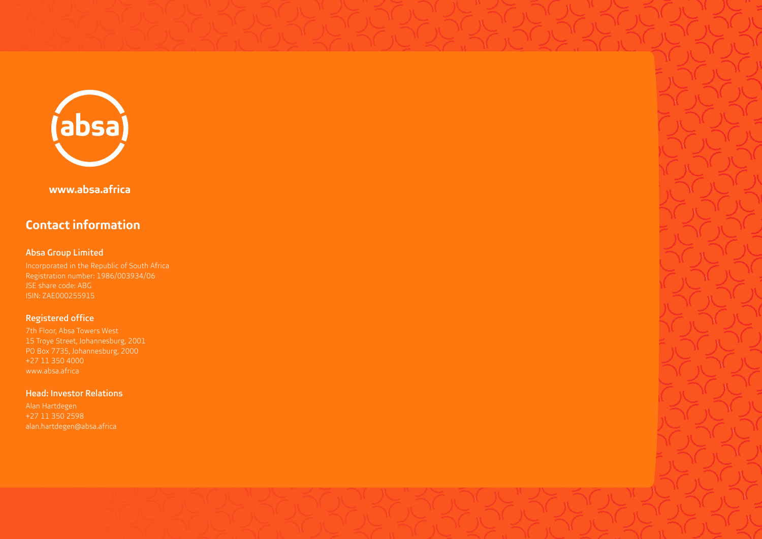www.absa.africa

## Contact information

### Absa Group Limited

Incorporated in the Republic of South Africa
Registration number: 1986/003934/06
JSE share code: ABG
ISIN: ZAE000255915

### Registered office

7th Floor, Absa Towers West
15 Troye Street, Johannesburg, 2001
PO Box 7735, Johannesburg, 2000
+27 11 350 4000
www.absa.africa

### Head: Investor Relations

Alan Hartdegen
+27 11 350 2598
alan.hartdegen@absa.africa